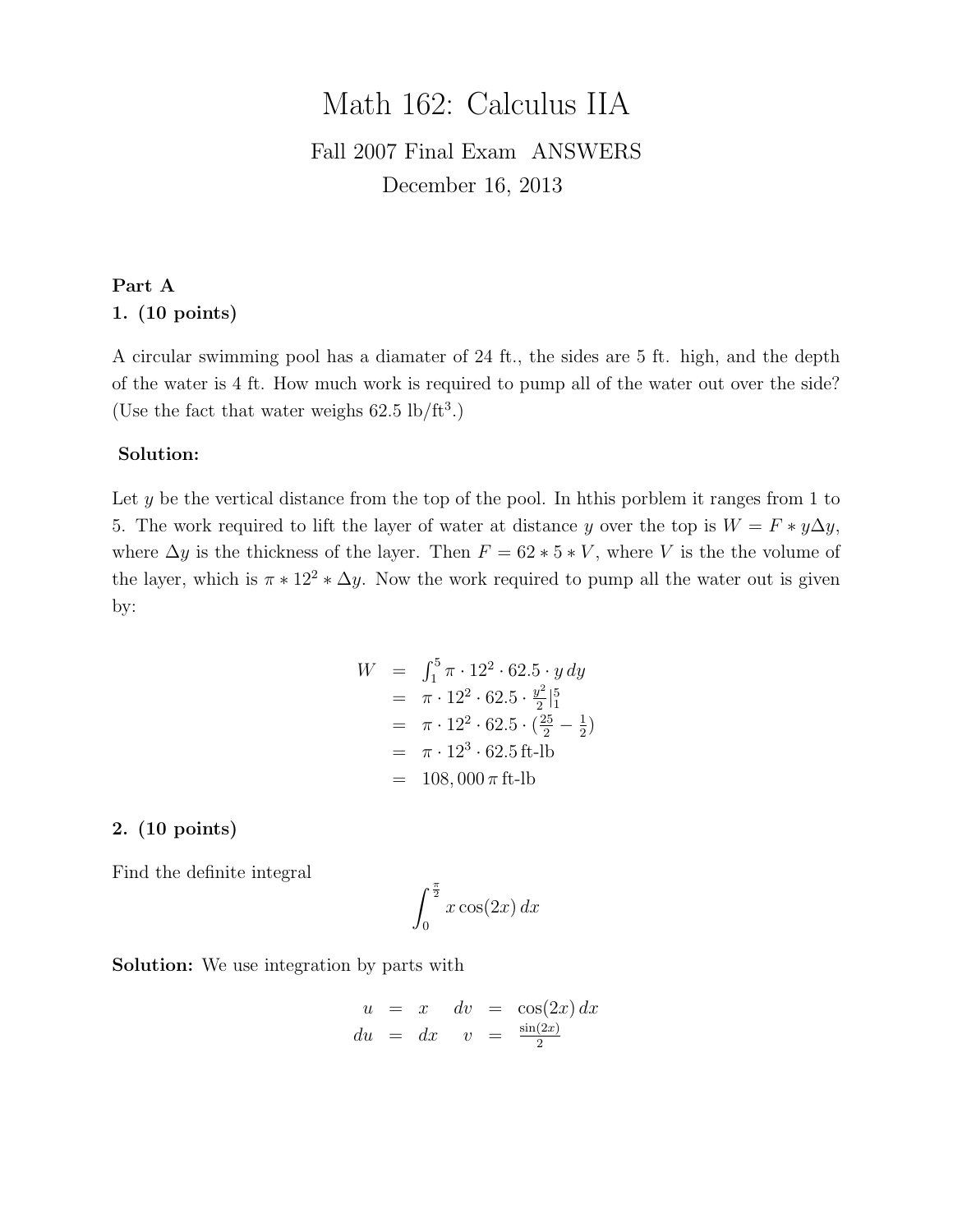# Math 162: Calculus IIA

Fall 2007 Final Exam ANSWERS

December 16, 2013

**Part A**

**1. (10 points)**

A circular swimming pool has a diamater of 24 ft., the sides are 5 ft. high, and the depth of the water is 4 ft. How much work is required to pump all of the water out over the side? (Use the fact that water weighs 62.5 lb/ft$^3$.)

**Solution:**

Let $y$ be the vertical distance from the top of the pool. In hthis porblem it ranges from 1 to 5. The work required to lift the layer of water at distance $y$ over the top is $W = F * y\Delta y$, where $\Delta y$ is the thickness of the layer. Then $F = 62 * 5 * V$, where $V$ is the the volume of the layer, which is $\pi * 12^2 * \Delta y$. Now the work required to pump all the water out is given by:

$$
\begin{aligned}
W &= \int_1^5 \pi \cdot 12^2 \cdot 62.5 \cdot y \, dy \\
&= \pi \cdot 12^2 \cdot 62.5 \cdot \tfrac{y^2}{2}\Big|_1^5 \\
&= \pi \cdot 12^2 \cdot 62.5 \cdot \left(\tfrac{25}{2} - \tfrac{1}{2}\right) \\
&= \pi \cdot 12^3 \cdot 62.5 \, \text{ft-lb} \\
&= 108,000 \, \pi \, \text{ft-lb}
\end{aligned}
$$

**2. (10 points)**

Find the definite integral

$$\int_0^{\frac{\pi}{2}} x \cos(2x) \, dx$$

**Solution:** We use integration by parts with

$$
\begin{aligned}
u &= x & dv &= \cos(2x) \, dx \\
du &= dx & v &= \tfrac{\sin(2x)}{2}
\end{aligned}
$$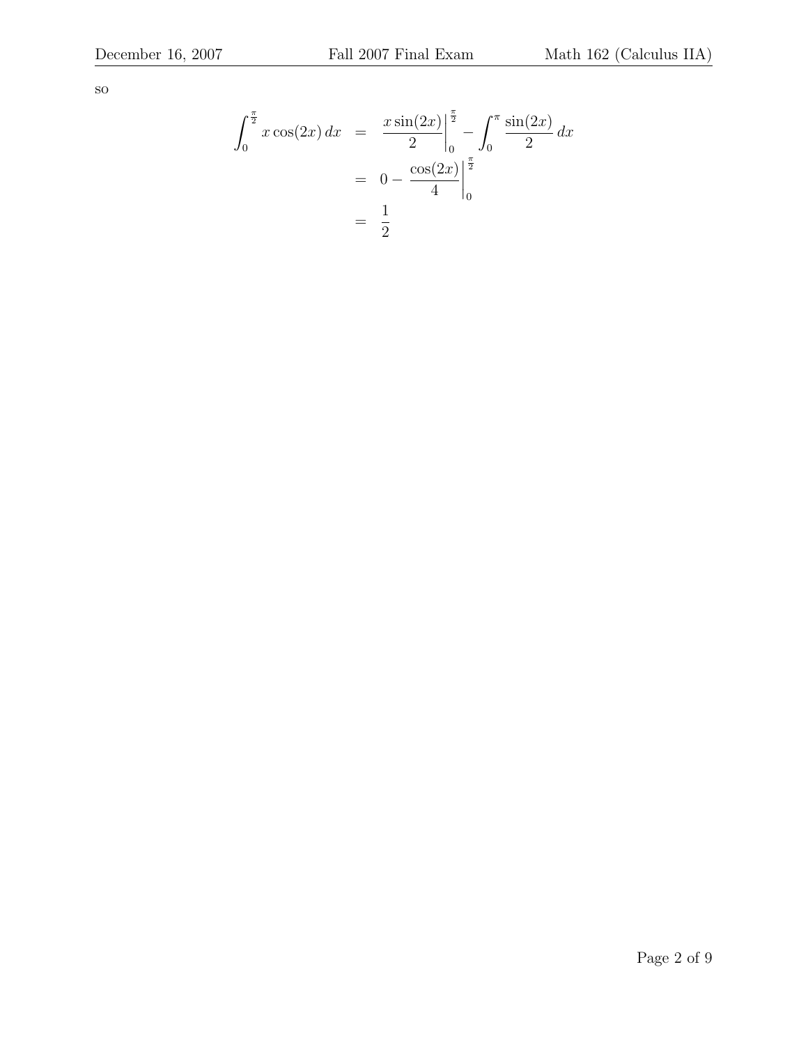so

$$
\begin{aligned}
\int_0^{\frac{\pi}{2}} x\cos(2x)\,dx &= \left.\frac{x\sin(2x)}{2}\right|_0^{\frac{\pi}{2}} - \int_0^{\pi} \frac{\sin(2x)}{2}\,dx \\
&= 0 - \left.\frac{\cos(2x)}{4}\right|_0^{\frac{\pi}{2}} \\
&= \frac{1}{2}
\end{aligned}
$$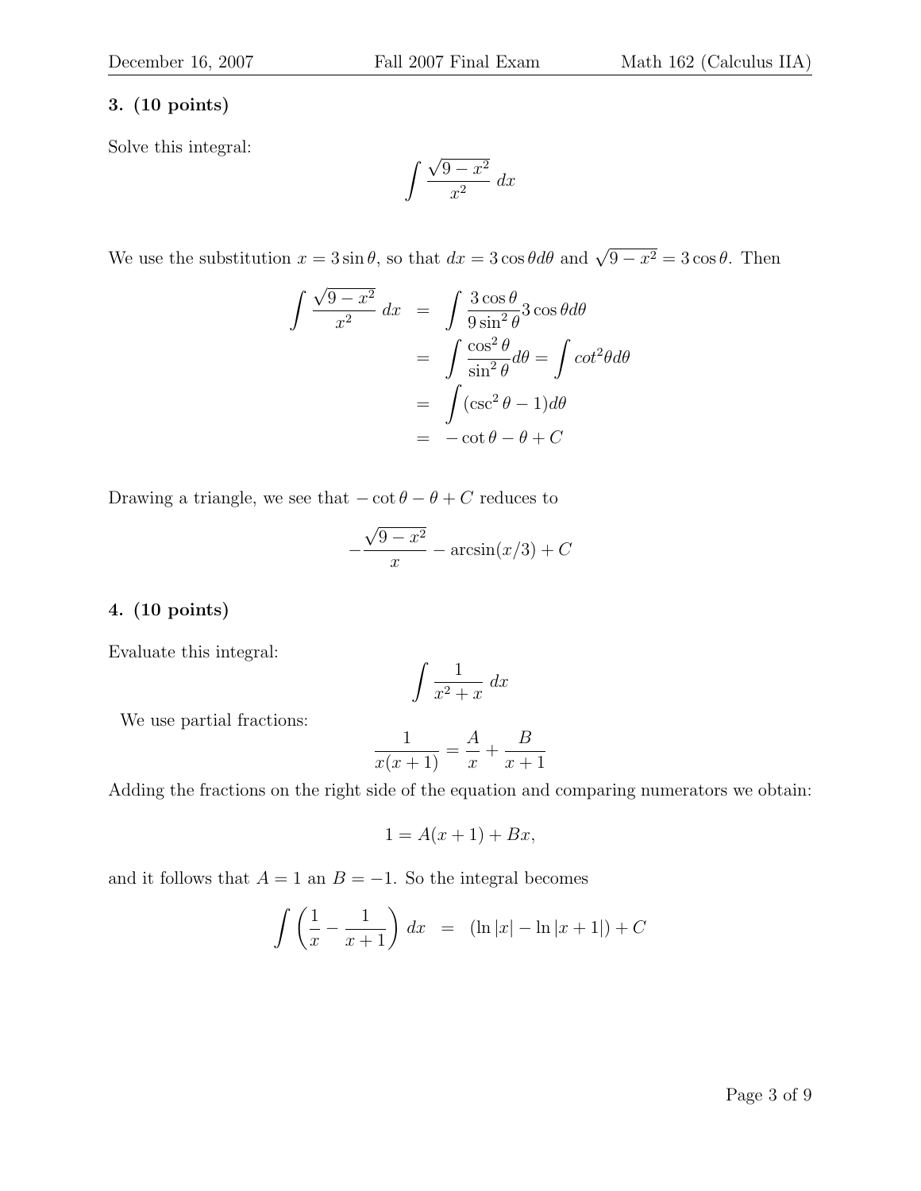**3. (10 points)**

Solve this integral:

$$\int \frac{\sqrt{9-x^2}}{x^2}\, dx$$

We use the substitution $x = 3\sin\theta$, so that $dx = 3\cos\theta d\theta$ and $\sqrt{9-x^2} = 3\cos\theta$. Then

$$\begin{aligned}
\int \frac{\sqrt{9-x^2}}{x^2}\, dx &= \int \frac{3\cos\theta}{9\sin^2\theta} 3\cos\theta d\theta \\
&= \int \frac{\cos^2\theta}{\sin^2\theta} d\theta = \int cot^2\theta d\theta \\
&= \int (\csc^2\theta - 1) d\theta \\
&= -\cot\theta - \theta + C
\end{aligned}$$

Drawing a triangle, we see that $-\cot\theta - \theta + C$ reduces to

$$-\frac{\sqrt{9-x^2}}{x} - \arcsin(x/3) + C$$

**4. (10 points)**

Evaluate this integral:

$$\int \frac{1}{x^2+x}\, dx$$

We use partial fractions:

$$\frac{1}{x(x+1)} = \frac{A}{x} + \frac{B}{x+1}$$

Adding the fractions on the right side of the equation and comparing numerators we obtain:

$$1 = A(x+1) + Bx,$$

and it follows that $A = 1$ an $B = -1$. So the integral becomes

$$\int \left(\frac{1}{x} - \frac{1}{x+1}\right) dx = (\ln|x| - \ln|x+1|) + C$$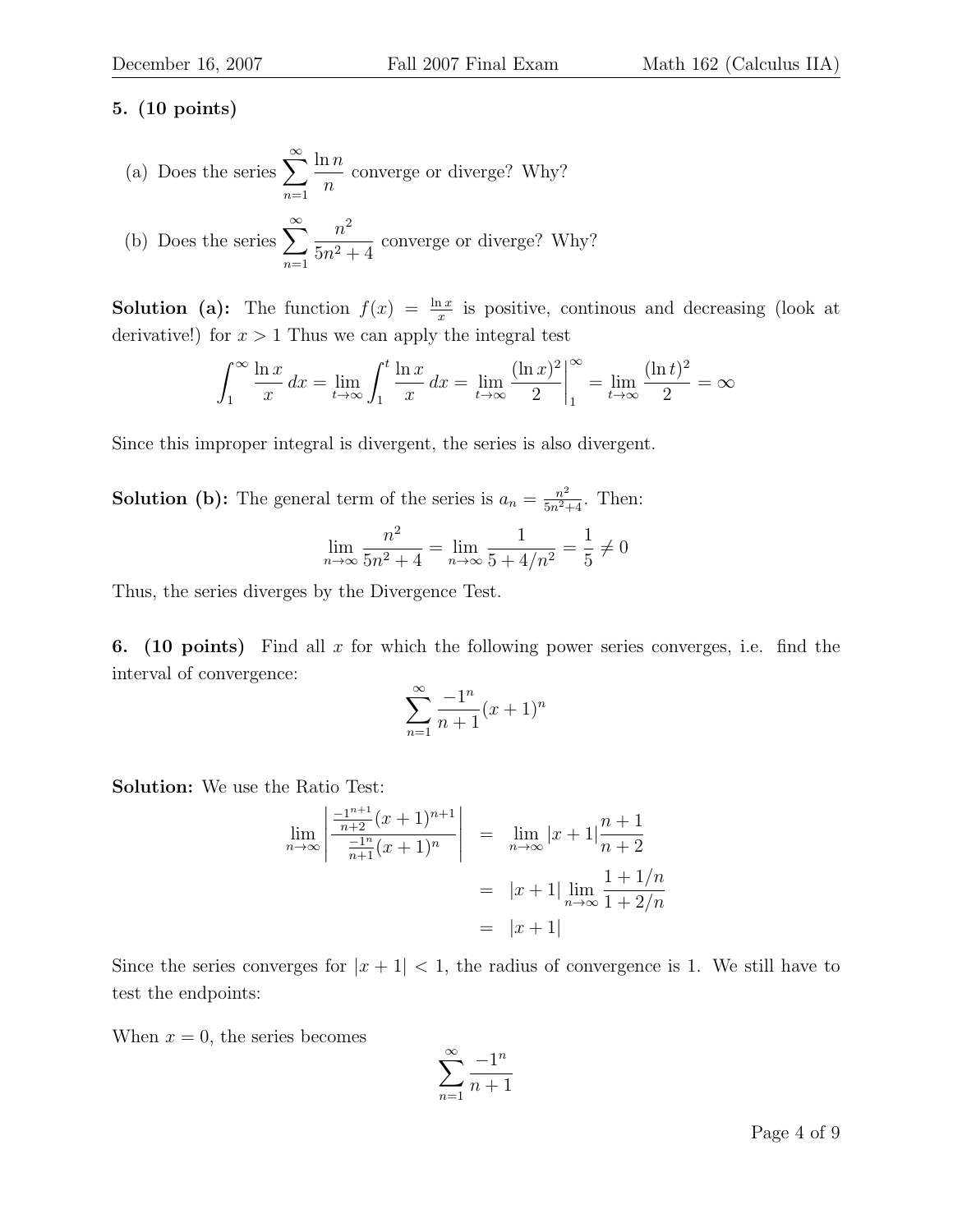**5. (10 points)**

(a) Does the series $\displaystyle\sum_{n=1}^{\infty} \frac{\ln n}{n}$ converge or diverge? Why?

(b) Does the series $\displaystyle\sum_{n=1}^{\infty} \frac{n^2}{5n^2+4}$ converge or diverge? Why?

**Solution (a):** The function $f(x) = \frac{\ln x}{x}$ is positive, continous and decreasing (look at derivative!) for $x > 1$ Thus we can apply the integral test

$$\int_1^{\infty} \frac{\ln x}{x}\,dx = \lim_{t\to\infty} \int_1^t \frac{\ln x}{x}\,dx = \lim_{t\to\infty} \frac{(\ln x)^2}{2}\bigg|_1^{\infty} = \lim_{t\to\infty} \frac{(\ln t)^2}{2} = \infty$$

Since this improper integral is divergent, the series is also divergent.

**Solution (b):** The general term of the series is $a_n = \frac{n^2}{5n^2+4}$. Then:

$$\lim_{n\to\infty} \frac{n^2}{5n^2+4} = \lim_{n\to\infty} \frac{1}{5+4/n^2} = \frac{1}{5} \neq 0$$

Thus, the series diverges by the Divergence Test.

**6. (10 points)** Find all $x$ for which the following power series converges, i.e. find the interval of convergence:

$$\sum_{n=1}^{\infty} \frac{-1^n}{n+1}(x+1)^n$$

**Solution:** We use the Ratio Test:

$$\begin{aligned}
\lim_{n\to\infty} \left| \frac{\frac{-1^{n+1}}{n+2}(x+1)^{n+1}}{\frac{-1^n}{n+1}(x+1)^n} \right| &= \lim_{n\to\infty} |x+1| \frac{n+1}{n+2} \\
&= |x+1| \lim_{n\to\infty} \frac{1+1/n}{1+2/n} \\
&= |x+1|
\end{aligned}$$

Since the series converges for $|x+1| < 1$, the radius of convergence is 1. We still have to test the endpoints:

When $x = 0$, the series becomes

$$\sum_{n=1}^{\infty} \frac{-1^n}{n+1}$$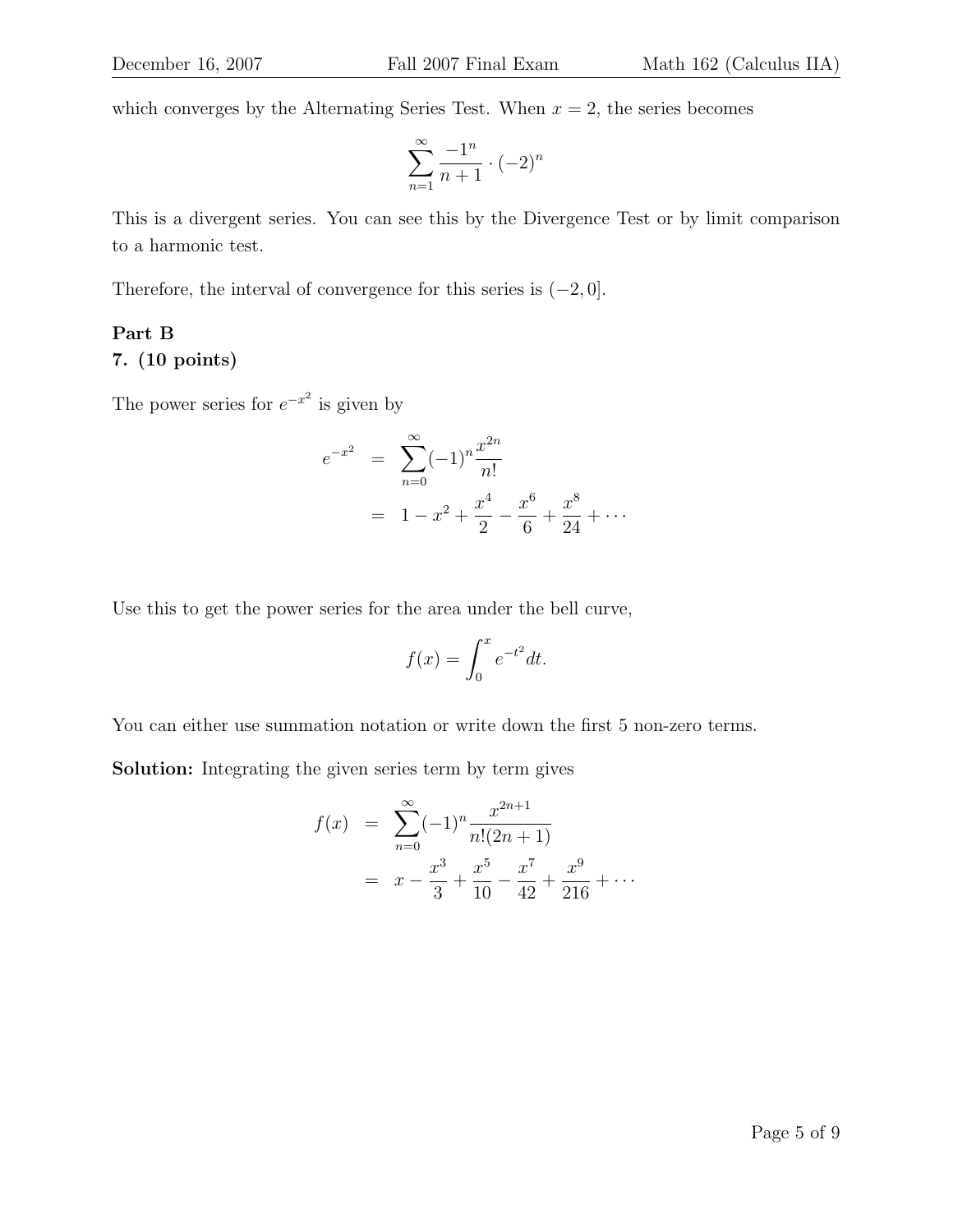which converges by the Alternating Series Test. When $x = 2$, the series becomes

$$\sum_{n=1}^{\infty} \frac{-1^n}{n+1} \cdot (-2)^n$$

This is a divergent series. You can see this by the Divergence Test or by limit comparison to a harmonic test.

Therefore, the interval of convergence for this series is $(-2, 0]$.

**Part B**

**7. (10 points)**

The power series for $e^{-x^2}$ is given by

$$\begin{aligned} e^{-x^2} &= \sum_{n=0}^{\infty} (-1)^n \frac{x^{2n}}{n!} \\ &= 1 - x^2 + \frac{x^4}{2} - \frac{x^6}{6} + \frac{x^8}{24} + \cdots \end{aligned}$$

Use this to get the power series for the area under the bell curve,

$$f(x) = \int_0^x e^{-t^2} dt.$$

You can either use summation notation or write down the first 5 non-zero terms.

**Solution:** Integrating the given series term by term gives

$$\begin{aligned} f(x) &= \sum_{n=0}^{\infty} (-1)^n \frac{x^{2n+1}}{n!(2n+1)} \\ &= x - \frac{x^3}{3} + \frac{x^5}{10} - \frac{x^7}{42} + \frac{x^9}{216} + \cdots \end{aligned}$$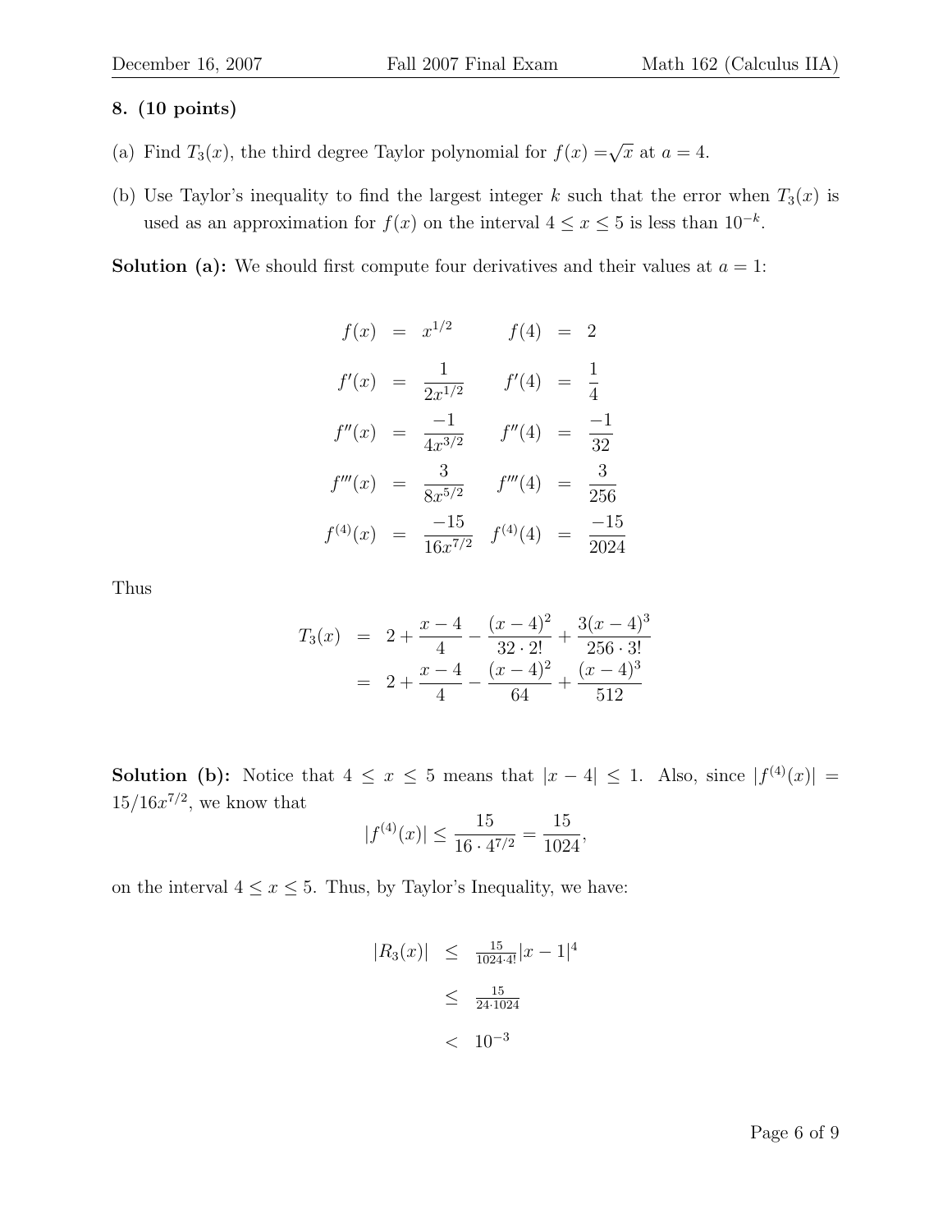**8. (10 points)**

(a) Find $T_3(x)$, the third degree Taylor polynomial for $f(x) = \sqrt{x}$ at $a = 4$.

(b) Use Taylor's inequality to find the largest integer $k$ such that the error when $T_3(x)$ is used as an approximation for $f(x)$ on the interval $4 \leq x \leq 5$ is less than $10^{-k}$.

**Solution (a):** We should first compute four derivatives and their values at $a = 1$:

$$
\begin{aligned}
f(x) &= x^{1/2} & f(4) &= 2 \\
f'(x) &= \frac{1}{2x^{1/2}} & f'(4) &= \frac{1}{4} \\
f''(x) &= \frac{-1}{4x^{3/2}} & f''(4) &= \frac{-1}{32} \\
f'''(x) &= \frac{3}{8x^{5/2}} & f'''(4) &= \frac{3}{256} \\
f^{(4)}(x) &= \frac{-15}{16x^{7/2}} & f^{(4)}(4) &= \frac{-15}{2024}
\end{aligned}
$$

Thus

$$
\begin{aligned}
T_3(x) &= 2 + \frac{x-4}{4} - \frac{(x-4)^2}{32 \cdot 2!} + \frac{3(x-4)^3}{256 \cdot 3!} \\
&= 2 + \frac{x-4}{4} - \frac{(x-4)^2}{64} + \frac{(x-4)^3}{512}
\end{aligned}
$$

**Solution (b):** Notice that $4 \leq x \leq 5$ means that $|x - 4| \leq 1$. Also, since $|f^{(4)}(x)| = 15/16x^{7/2}$, we know that

$$
|f^{(4)}(x)| \leq \frac{15}{16 \cdot 4^{7/2}} = \frac{15}{1024},
$$

on the interval $4 \leq x \leq 5$. Thus, by Taylor's Inequality, we have:

$$
\begin{aligned}
|R_3(x)| &\leq \tfrac{15}{1024 \cdot 4!}|x-1|^4 \\
&\leq \tfrac{15}{24 \cdot 1024} \\
&< 10^{-3}
\end{aligned}
$$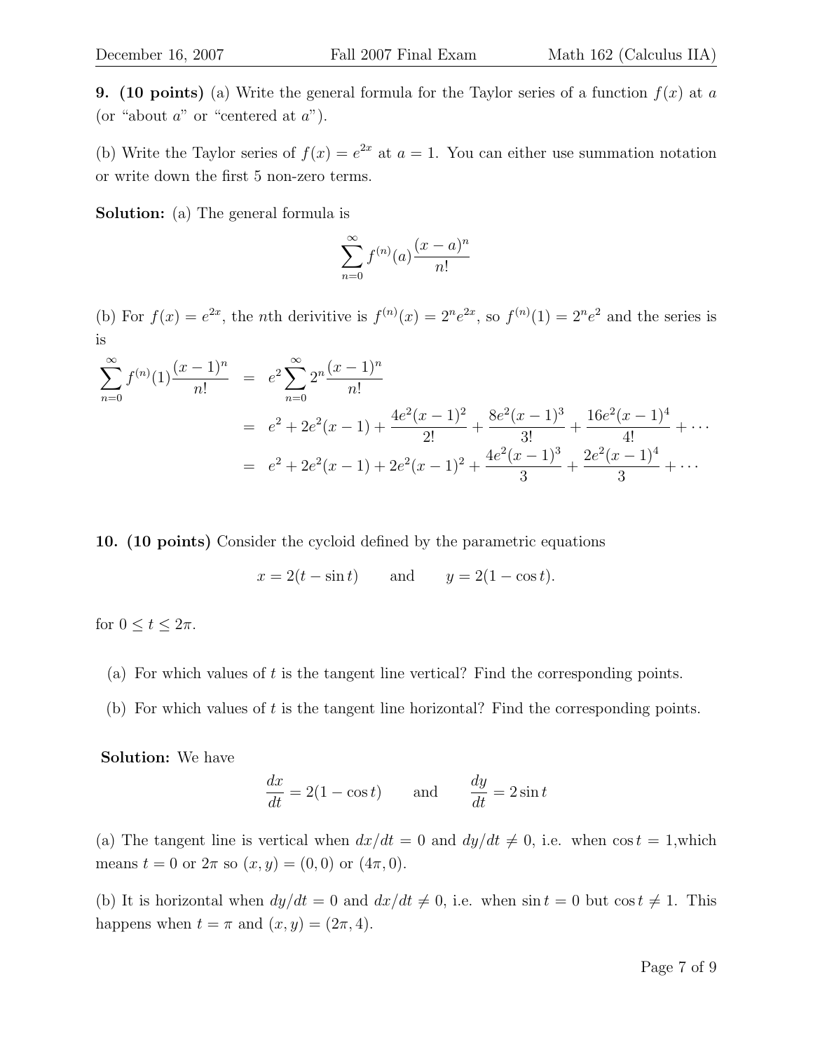**9. (10 points)** (a) Write the general formula for the Taylor series of a function $f(x)$ at $a$ (or "about $a$" or "centered at $a$").

(b) Write the Taylor series of $f(x) = e^{2x}$ at $a = 1$. You can either use summation notation or write down the first 5 non-zero terms.

**Solution:** (a) The general formula is

$$\sum_{n=0}^{\infty} f^{(n)}(a)\frac{(x-a)^n}{n!}$$

(b) For $f(x) = e^{2x}$, the $n$th derivitive is $f^{(n)}(x) = 2^n e^{2x}$, so $f^{(n)}(1) = 2^n e^2$ and the series is is

$$\begin{aligned}
\sum_{n=0}^{\infty} f^{(n)}(1)\frac{(x-1)^n}{n!} &= e^2 \sum_{n=0}^{\infty} 2^n \frac{(x-1)^n}{n!} \\
&= e^2 + 2e^2(x-1) + \frac{4e^2(x-1)^2}{2!} + \frac{8e^2(x-1)^3}{3!} + \frac{16e^2(x-1)^4}{4!} + \cdots \\
&= e^2 + 2e^2(x-1) + 2e^2(x-1)^2 + \frac{4e^2(x-1)^3}{3} + \frac{2e^2(x-1)^4}{3} + \cdots
\end{aligned}$$

**10. (10 points)** Consider the cycloid defined by the parametric equations

$$x = 2(t - \sin t) \qquad \text{and} \qquad y = 2(1 - \cos t).$$

for $0 \le t \le 2\pi$.

(a) For which values of $t$ is the tangent line vertical? Find the corresponding points.

(b) For which values of $t$ is the tangent line horizontal? Find the corresponding points.

**Solution:** We have

$$\frac{dx}{dt} = 2(1 - \cos t) \qquad \text{and} \qquad \frac{dy}{dt} = 2\sin t$$

(a) The tangent line is vertical when $dx/dt = 0$ and $dy/dt \neq 0$, i.e. when $\cos t = 1$,which means $t = 0$ or $2\pi$ so $(x, y) = (0, 0)$ or $(4\pi, 0)$.

(b) It is horizontal when $dy/dt = 0$ and $dx/dt \neq 0$, i.e. when $\sin t = 0$ but $\cos t \neq 1$. This happens when $t = \pi$ and $(x, y) = (2\pi, 4)$.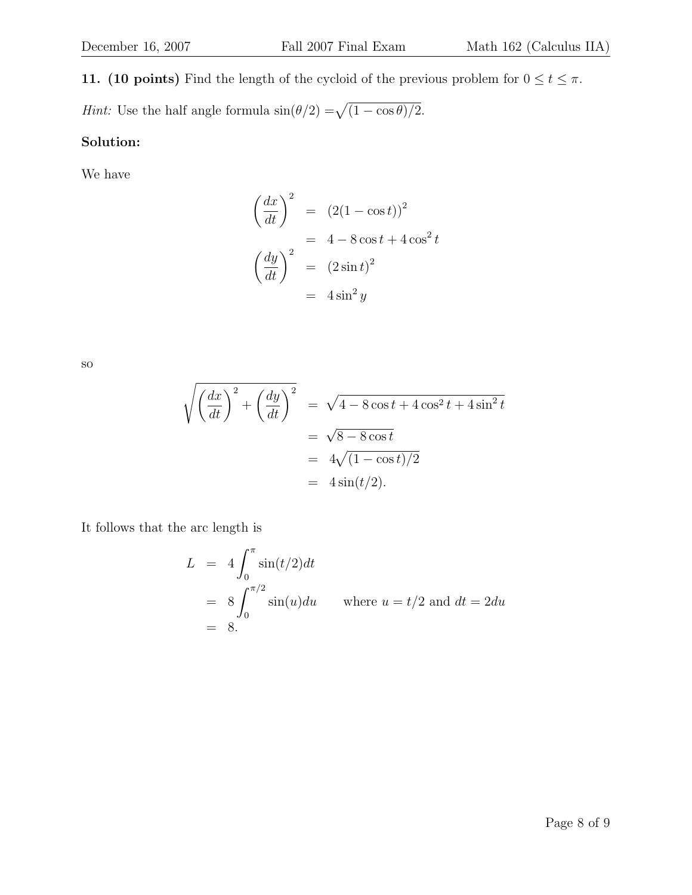**11. (10 points)** Find the length of the cycloid of the previous problem for $0 \leq t \leq \pi$.

*Hint:* Use the half angle formula $\sin(\theta/2) = \sqrt{(1-\cos\theta)/2}$.

**Solution:**

We have

$$
\begin{aligned}
\left(\frac{dx}{dt}\right)^2 &= (2(1-\cos t))^2 \\
&= 4 - 8\cos t + 4\cos^2 t \\
\left(\frac{dy}{dt}\right)^2 &= (2\sin t)^2 \\
&= 4\sin^2 y
\end{aligned}
$$

so

$$
\begin{aligned}
\sqrt{\left(\frac{dx}{dt}\right)^2 + \left(\frac{dy}{dt}\right)^2} &= \sqrt{4 - 8\cos t + 4\cos^2 t + 4\sin^2 t} \\
&= \sqrt{8 - 8\cos t} \\
&= 4\sqrt{(1-\cos t)/2} \\
&= 4\sin(t/2).
\end{aligned}
$$

It follows that the arc length is

$$
\begin{aligned}
L &= 4\int_0^{\pi} \sin(t/2)dt \\
&= 8\int_0^{\pi/2} \sin(u)du \qquad \text{where } u = t/2 \text{ and } dt = 2du \\
&= 8.
\end{aligned}
$$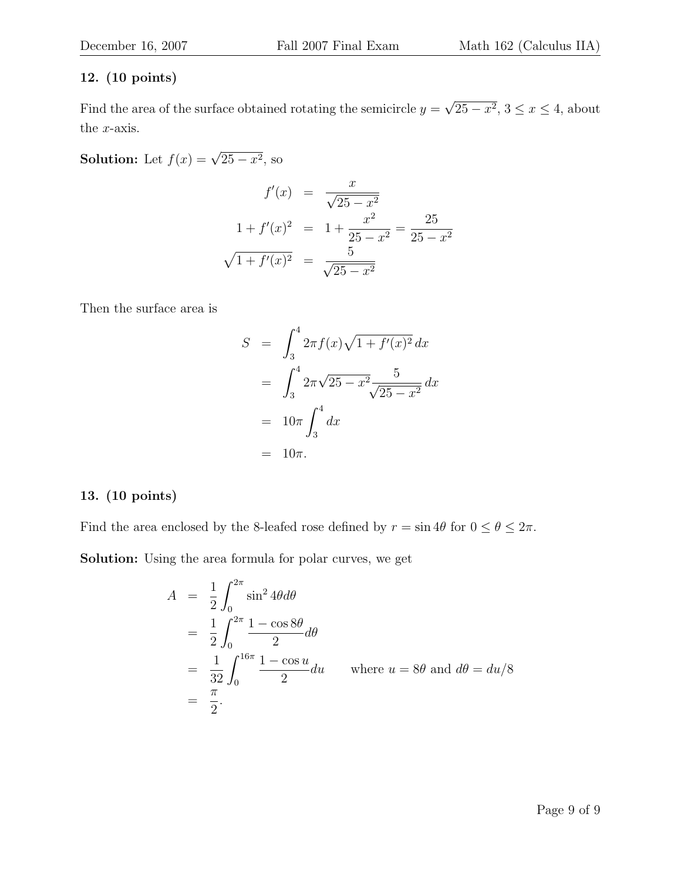**12. (10 points)**

Find the area of the surface obtained rotating the semicircle $y = \sqrt{25 - x^2}$, $3 \le x \le 4$, about the $x$-axis.

**Solution:** Let $f(x) = \sqrt{25 - x^2}$, so

$$
\begin{aligned}
f'(x) &= \frac{x}{\sqrt{25 - x^2}} \\
1 + f'(x)^2 &= 1 + \frac{x^2}{25 - x^2} = \frac{25}{25 - x^2} \\
\sqrt{1 + f'(x)^2} &= \frac{5}{\sqrt{25 - x^2}}
\end{aligned}
$$

Then the surface area is

$$
\begin{aligned}
S &= \int_3^4 2\pi f(x) \sqrt{1 + f'(x)^2}\, dx \\
&= \int_3^4 2\pi \sqrt{25 - x^2} \frac{5}{\sqrt{25 - x^2}}\, dx \\
&= 10\pi \int_3^4 dx \\
&= 10\pi.
\end{aligned}
$$

**13. (10 points)**

Find the area enclosed by the 8-leafed rose defined by $r = \sin 4\theta$ for $0 \le \theta \le 2\pi$.

**Solution:** Using the area formula for polar curves, we get

$$
\begin{aligned}
A &= \frac{1}{2} \int_0^{2\pi} \sin^2 4\theta d\theta \\
&= \frac{1}{2} \int_0^{2\pi} \frac{1 - \cos 8\theta}{2} d\theta \\
&= \frac{1}{32} \int_0^{16\pi} \frac{1 - \cos u}{2} du \qquad \text{where } u = 8\theta \text{ and } d\theta = du/8 \\
&= \frac{\pi}{2}.
\end{aligned}
$$